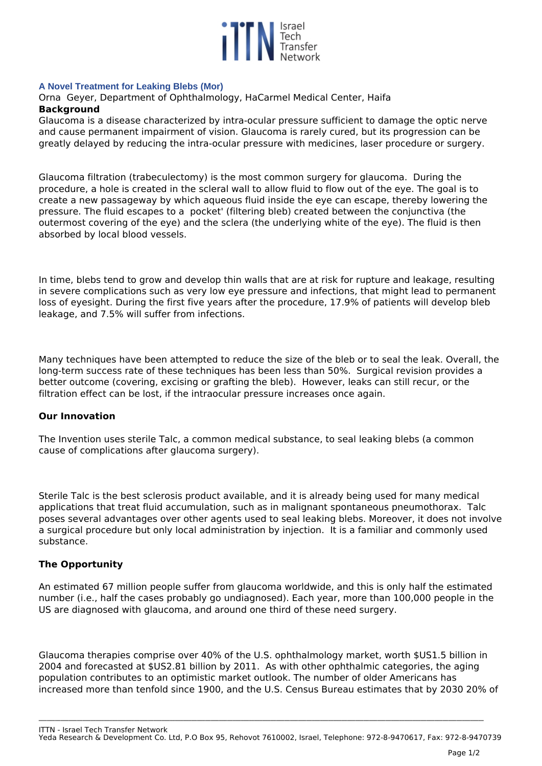## A Novel Treatment for Leaking Blebs (Mor)

Orna Geyer, Department of Ophthalmology, HaCarmel Medical Center, Haifa

**Background**

Glaucoma is a disease characterized by intra-ocular pressure sufficient to damage the optic nerve and cause permanent impairment of vision. Glaucoma is rarely cured, but its progression can be greatly delayed by reducing the intra-ocular pressure with medicines, laser procedure or surgery.

Glaucoma filtration (trabeculectomy) is the most common surgery for glaucoma. During the procedure, a hole is created in the scleral wall to allow fluid to flow out of the eye. The goal is to create a new passageway by which aqueous fluid inside the eye can escape, thereby lowering the pressure. The fluid escapes to a pocket' (filtering bleb) created between the conjunctiva (the outermost covering of the eye) and the sclera (the underlying white of the eye). The fluid is then absorbed by local blood vessels.

In time, blebs tend to grow and develop thin walls that are at risk for rupture and leakage, resulting in severe complications such as very low eye pressure and infections, that might lead to permanent loss of eyesight. During the first five years after the procedure, 17.9% of patients will develop bleb leakage, and 7.5% will suffer from infections.

Many techniques have been attempted to reduce the size of the bleb or to seal the leak. Overall, the long-term success rate of these techniques has been less than 50%. Surgical revision provides a better outcome (covering, excising or grafting the bleb). However, leaks can still recur, or the filtration effect can be lost, if the intraocular pressure increases once again.

**Our Innovation**

The Invention uses sterile Talc, a common medical substance, to seal leaking blebs (a common cause of complications after glaucoma surgery).

Sterile Talc is the best sclerosis product available, and it is already being used for many medical applications that treat fluid accumulation, such as in malignant spontaneous pneumothorax. Talc poses several advantages over other agents used to seal leaking blebs. Moreover, it does not involve a surgical procedure but only local administration by injection. It is a familiar and commonly used substance.

**The Opportunity**

An estimated 67 million people suffer from glaucoma worldwide, and this is only half the estimated number (i.e., half the cases probably go undiagnosed). Each year, more than 100,000 people in the US are diagnosed with glaucoma, and around one third of these need surgery.

Glaucoma therapies comprise over 40% of the U.S. ophthalmology market, worth $US1.5 billion in 2004 and forecasted at $US2.81 billion by 2011. As with other ophthalmic categories, the aging population contributes to an optimistic market outlook. The number of older Americans has increased more than tenfold since 1900, and the U.S. Census Bureau estimates that by 2030 20% of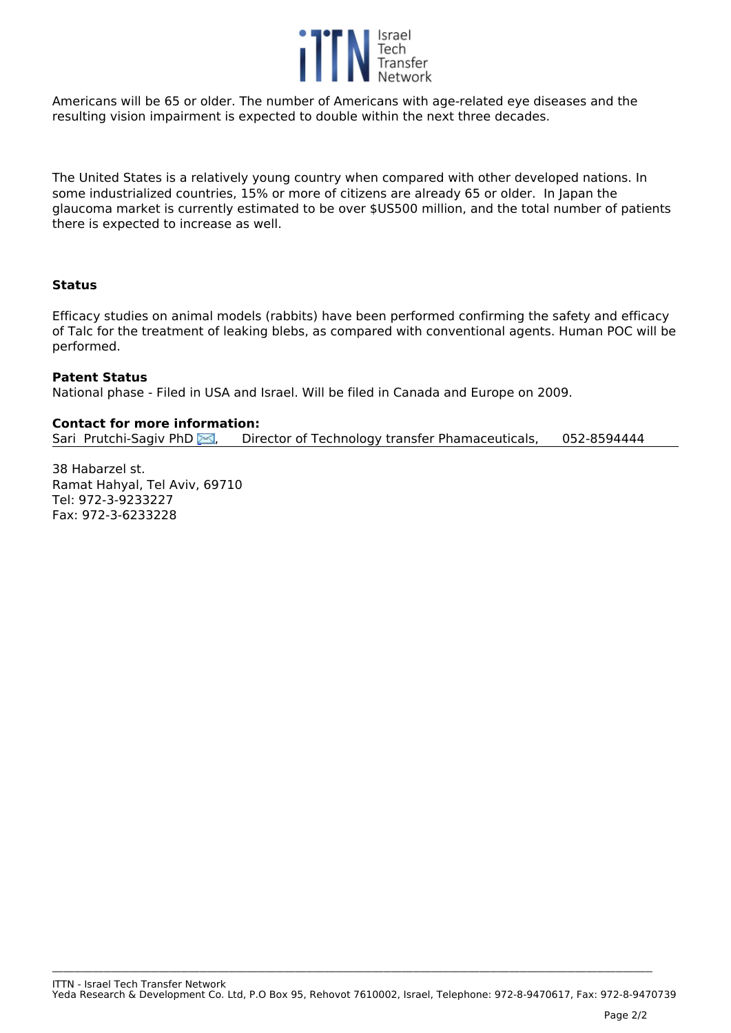Americans will be 65 or older. The number of Americans with age-related eye diseases and the resulting vision impairment is expected to double within the next three decades.

The United States is a relatively young country when compared with other developed nations. In some industrialized countries, 15% or more of citizens are already 65 or older. In Japan the glaucoma market is currently estimated to be over $US500 million, and the total number of patients there is expected to increase as well.

**Status**

Efficacy studies on animal models (rabbits) have been performed confirming the safety and efficacy of Talc for the treatment of leaking blebs, as compared with conventional agents. Human POC will be performed.

**Patent Status**

National phase - Filed in USA and Israel. Will be filed in Canada and Europe on 2009.

**Contact for more information:**

Sari Prutchi-Sagiv PhD, Director of Technology transfer Phamaceuticals, 052-8594444

38 Habarzel st.
Ramat Hahyal, Tel Aviv, 69710
Tel: 972-3-9233227
Fax: 972-3-6233228